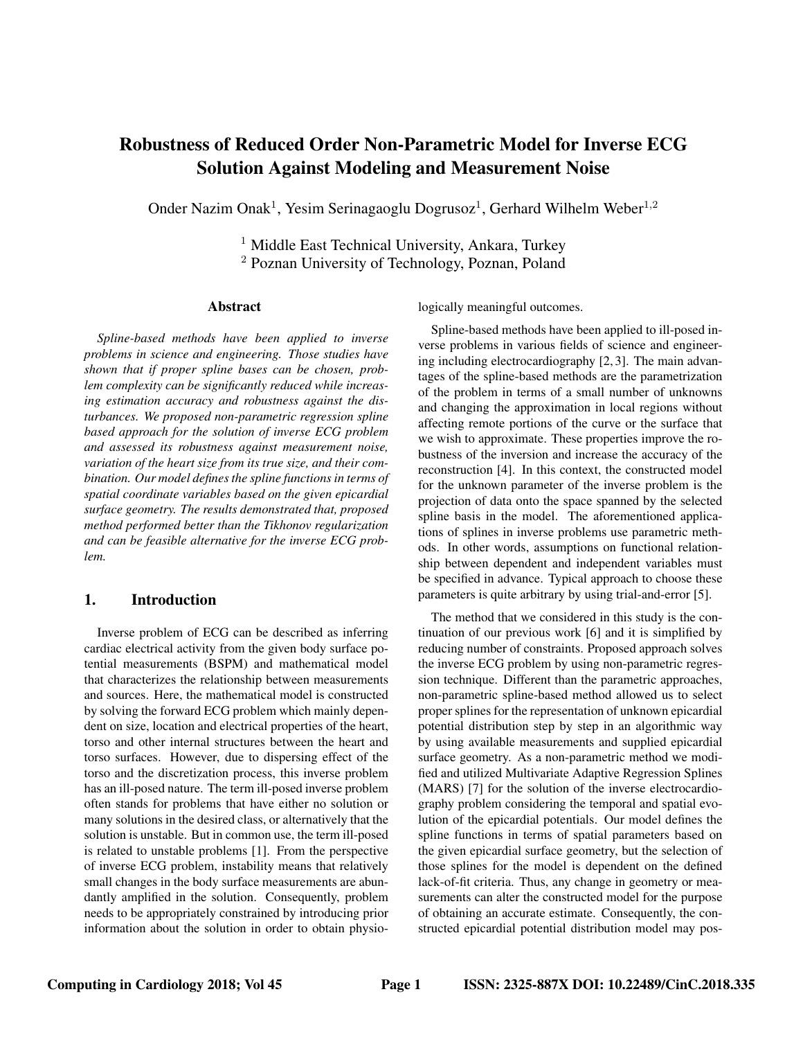# Robustness of Reduced Order Non-Parametric Model for Inverse ECG Solution Against Modeling and Measurement Noise

Onder Nazim Onak[1], Yesim Serinagaoglu Dogrusoz[1], Gerhard Wilhelm Weber[1,2]

[1] Middle East Technical University, Ankara, Turkey
[2] Poznan University of Technology, Poznan, Poland

## Abstract

*Spline-based methods have been applied to inverse problems in science and engineering. Those studies have shown that if proper spline bases can be chosen, problem complexity can be significantly reduced while increasing estimation accuracy and robustness against the disturbances. We proposed non-parametric regression spline based approach for the solution of inverse ECG problem and assessed its robustness against measurement noise, variation of the heart size from its true size, and their combination. Our model defines the spline functions in terms of spatial coordinate variables based on the given epicardial surface geometry. The results demonstrated that, proposed method performed better than the Tikhonov regularization and can be feasible alternative for the inverse ECG problem.*

## 1. Introduction

Inverse problem of ECG can be described as inferring cardiac electrical activity from the given body surface potential measurements (BSPM) and mathematical model that characterizes the relationship between measurements and sources. Here, the mathematical model is constructed by solving the forward ECG problem which mainly dependent on size, location and electrical properties of the heart, torso and other internal structures between the heart and torso surfaces. However, due to dispersing effect of the torso and the discretization process, this inverse problem has an ill-posed nature. The term ill-posed inverse problem often stands for problems that have either no solution or many solutions in the desired class, or alternatively that the solution is unstable. But in common use, the term ill-posed is related to unstable problems [1]. From the perspective of inverse ECG problem, instability means that relatively small changes in the body surface measurements are abundantly amplified in the solution. Consequently, problem needs to be appropriately constrained by introducing prior information about the solution in order to obtain physiologically meaningful outcomes.

Spline-based methods have been applied to ill-posed inverse problems in various fields of science and engineering including electrocardiography [2, 3]. The main advantages of the spline-based methods are the parametrization of the problem in terms of a small number of unknowns and changing the approximation in local regions without affecting remote portions of the curve or the surface that we wish to approximate. These properties improve the robustness of the inversion and increase the accuracy of the reconstruction [4]. In this context, the constructed model for the unknown parameter of the inverse problem is the projection of data onto the space spanned by the selected spline basis in the model. The aforementioned applications of splines in inverse problems use parametric methods. In other words, assumptions on functional relationship between dependent and independent variables must be specified in advance. Typical approach to choose these parameters is quite arbitrary by using trial-and-error [5].

The method that we considered in this study is the continuation of our previous work [6] and it is simplified by reducing number of constraints. Proposed approach solves the inverse ECG problem by using non-parametric regression technique. Different than the parametric approaches, non-parametric spline-based method allowed us to select proper splines for the representation of unknown epicardial potential distribution step by step in an algorithmic way by using available measurements and supplied epicardial surface geometry. As a non-parametric method we modified and utilized Multivariate Adaptive Regression Splines (MARS) [7] for the solution of the inverse electrocardiography problem considering the temporal and spatial evolution of the epicardial potentials. Our model defines the spline functions in terms of spatial parameters based on the given epicardial surface geometry, but the selection of those splines for the model is dependent on the defined lack-of-fit criteria. Thus, any change in geometry or measurements can alter the constructed model for the purpose of obtaining an accurate estimate. Consequently, the constructed epicardial potential distribution model may pos-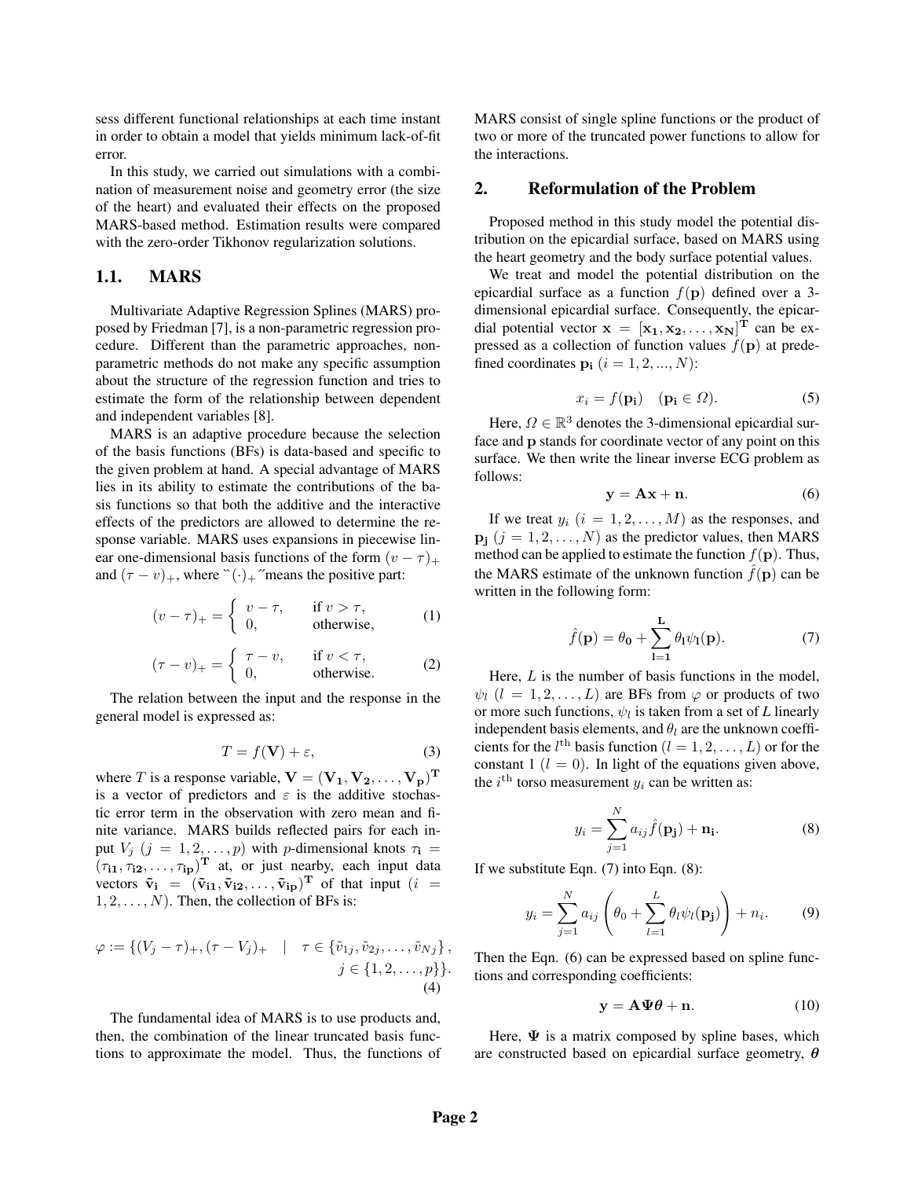sess different functional relationships at each time instant in order to obtain a model that yields minimum lack-of-fit error.

In this study, we carried out simulations with a combination of measurement noise and geometry error (the size of the heart) and evaluated their effects on the proposed MARS-based method. Estimation results were compared with the zero-order Tikhonov regularization solutions.

## 1.1. MARS

Multivariate Adaptive Regression Splines (MARS) proposed by Friedman [7], is a non-parametric regression procedure. Different than the parametric approaches, non-parametric methods do not make any specific assumption about the structure of the regression function and tries to estimate the form of the relationship between dependent and independent variables [8].

MARS is an adaptive procedure because the selection of the basis functions (BFs) is data-based and specific to the given problem at hand. A special advantage of MARS lies in its ability to estimate the contributions of the basis functions so that both the additive and the interactive effects of the predictors are allowed to determine the response variable. MARS uses expansions in piecewise linear one-dimensional basis functions of the form $(v-\tau)_+$ and $(\tau-v)_+$, where "$(\cdot)_+$"means the positive part:

$$(v-\tau)_+ = \begin{cases} v-\tau, & \text{if } v > \tau, \\ 0, & \text{otherwise,} \end{cases} \tag{1}$$

$$(\tau-v)_+ = \begin{cases} \tau-v, & \text{if } v < \tau, \\ 0, & \text{otherwise.} \end{cases} \tag{2}$$

The relation between the input and the response in the general model is expressed as:

$$T = f(\mathbf{V}) + \varepsilon, \tag{3}$$

where $T$ is a response variable, $\mathbf{V} = (\mathbf{V_1}, \mathbf{V_2}, \ldots, \mathbf{V_p})^\mathbf{T}$ is a vector of predictors and $\varepsilon$ is the additive stochastic error term in the observation with zero mean and finite variance. MARS builds reflected pairs for each input $V_j$ $(j = 1, 2, \ldots, p)$ with $p$-dimensional knots $\tau_\mathbf{i} = (\tau_\mathbf{i1}, \tau_\mathbf{i2}, \ldots, \tau_\mathbf{ip})^\mathbf{T}$ at, or just nearby, each input data vectors $\tilde{\mathbf{v}}_\mathbf{i} = (\tilde{\mathbf{v}}_\mathbf{i1}, \tilde{\mathbf{v}}_\mathbf{i2}, \ldots, \tilde{\mathbf{v}}_\mathbf{ip})^\mathbf{T}$ of that input $(i = 1, 2, \ldots, N)$. Then, the collection of BFs is:

$$\varphi := \{(V_j - \tau)_+, (\tau - V_j)_+ \quad | \quad \tau \in \{\tilde{v}_{1j}, \tilde{v}_{2j}, \ldots, \tilde{v}_{Nj}\}, \; j \in \{1, 2, \ldots, p\}\}. \tag{4}$$

The fundamental idea of MARS is to use products and, then, the combination of the linear truncated basis functions to approximate the model. Thus, the functions of MARS consist of single spline functions or the product of two or more of the truncated power functions to allow for the interactions.

## 2. Reformulation of the Problem

Proposed method in this study model the potential distribution on the epicardial surface, based on MARS using the heart geometry and the body surface potential values.

We treat and model the potential distribution on the epicardial surface as a function $f(\mathbf{p})$ defined over a 3-dimensional epicardial surface. Consequently, the epicardial potential vector $\mathbf{x} = [\mathbf{x_1}, \mathbf{x_2}, \ldots, \mathbf{x_N}]^\mathbf{T}$ can be expressed as a collection of function values $f(\mathbf{p})$ at predefined coordinates $\mathbf{p_i}$ $(i = 1, 2, ..., N)$:

$$x_i = f(\mathbf{p_i}) \quad (\mathbf{p_i} \in \Omega). \tag{5}$$

Here, $\Omega \in \mathbb{R}^3$ denotes the 3-dimensional epicardial surface and $\mathbf{p}$ stands for coordinate vector of any point on this surface. We then write the linear inverse ECG problem as follows:

$$\mathbf{y} = \mathbf{A}\mathbf{x} + \mathbf{n}. \tag{6}$$

If we treat $y_i$ $(i = 1, 2, \ldots, M)$ as the responses, and $\mathbf{p_j}$ $(j = 1, 2, \ldots, N)$ as the predictor values, then MARS method can be applied to estimate the function $f(\mathbf{p})$. Thus, the MARS estimate of the unknown function $\hat{f}(\mathbf{p})$ can be written in the following form:

$$\hat{f}(\mathbf{p}) = \theta_\mathbf{0} + \sum_{\mathbf{l}=\mathbf{1}}^{\mathbf{L}} \theta_\mathbf{l} \psi_\mathbf{l}(\mathbf{p}). \tag{7}$$

Here, $L$ is the number of basis functions in the model, $\psi_l$ $(l = 1, 2, \ldots, L)$ are BFs from $\varphi$ or products of two or more such functions, $\psi_l$ is taken from a set of $L$ linearly independent basis elements, and $\theta_l$ are the unknown coefficients for the $l^{\text{th}}$ basis function $(l = 1, 2, \ldots, L)$ or for the constant 1 $(l = 0)$. In light of the equations given above, the $i^{\text{th}}$ torso measurement $y_i$ can be written as:

$$y_i = \sum_{j=1}^{N} a_{ij} \hat{f}(\mathbf{p_j}) + \mathbf{n_i}. \tag{8}$$

If we substitute Eqn. (7) into Eqn. (8):

$$y_i = \sum_{j=1}^{N} a_{ij} \left( \theta_0 + \sum_{l=1}^{L} \theta_l \psi_l(\mathbf{p_j}) \right) + n_i. \tag{9}$$

Then the Eqn. (6) can be expressed based on spline functions and corresponding coefficients:

$$\mathbf{y} = \mathbf{A}\boldsymbol{\Psi}\boldsymbol{\theta} + \mathbf{n}. \tag{10}$$

Here, $\boldsymbol{\Psi}$ is a matrix composed by spline bases, which are constructed based on epicardial surface geometry, $\boldsymbol{\theta}$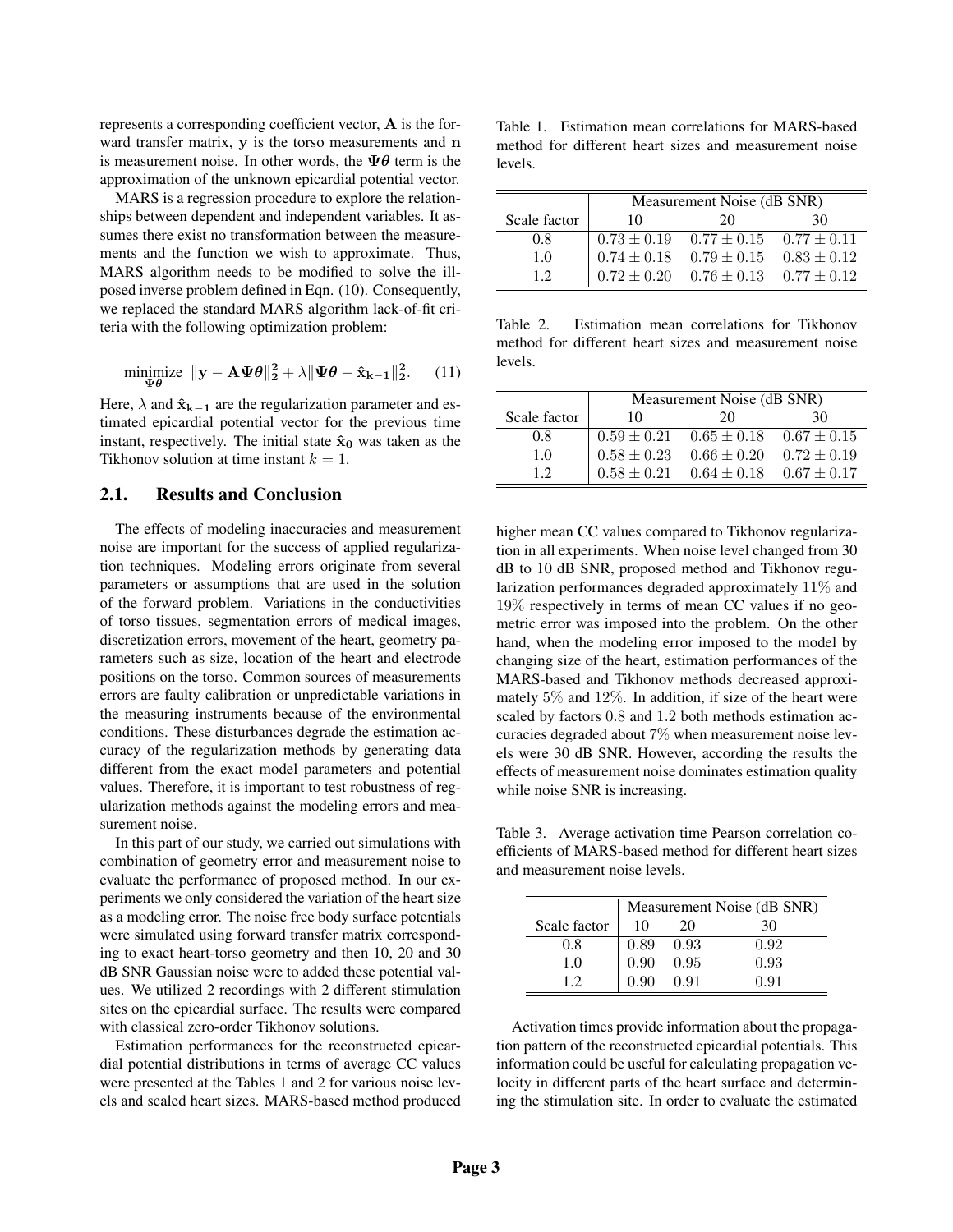represents a corresponding coefficient vector, $\mathbf{A}$ is the forward transfer matrix, $\mathbf{y}$ is the torso measurements and $\mathbf{n}$ is measurement noise. In other words, the $\boldsymbol{\Psi\theta}$ term is the approximation of the unknown epicardial potential vector.

MARS is a regression procedure to explore the relationships between dependent and independent variables. It assumes there exist no transformation between the measurements and the function we wish to approximate. Thus, MARS algorithm needs to be modified to solve the ill-posed inverse problem defined in Eqn. (10). Consequently, we replaced the standard MARS algorithm lack-of-fit criteria with the following optimization problem:

$$\underset{\boldsymbol{\Psi\theta}}{\text{minimize}} \;\; \|\mathbf{y} - \mathbf{A}\boldsymbol{\Psi\theta}\|_2^2 + \lambda\|\boldsymbol{\Psi\theta} - \hat{\mathbf{x}}_{\mathbf{k-1}}\|_2^2. \qquad (11)$$

Here, $\lambda$ and $\hat{\mathbf{x}}_{\mathbf{k-1}}$ are the regularization parameter and estimated epicardial potential vector for the previous time instant, respectively. The initial state $\hat{\mathbf{x}}_{\mathbf{0}}$ was taken as the Tikhonov solution at time instant $k = 1$.

## 2.1. Results and Conclusion

The effects of modeling inaccuracies and measurement noise are important for the success of applied regularization techniques. Modeling errors originate from several parameters or assumptions that are used in the solution of the forward problem. Variations in the conductivities of torso tissues, segmentation errors of medical images, discretization errors, movement of the heart, geometry parameters such as size, location of the heart and electrode positions on the torso. Common sources of measurements errors are faulty calibration or unpredictable variations in the measuring instruments because of the environmental conditions. These disturbances degrade the estimation accuracy of the regularization methods by generating data different from the exact model parameters and potential values. Therefore, it is important to test robustness of regularization methods against the modeling errors and measurement noise.

In this part of our study, we carried out simulations with combination of geometry error and measurement noise to evaluate the performance of proposed method. In our experiments we only considered the variation of the heart size as a modeling error. The noise free body surface potentials were simulated using forward transfer matrix corresponding to exact heart-torso geometry and then 10, 20 and 30 dB SNR Gaussian noise were to added these potential values. We utilized 2 recordings with 2 different stimulation sites on the epicardial surface. The results were compared with classical zero-order Tikhonov solutions.

Estimation performances for the reconstructed epicardial potential distributions in terms of average CC values were presented at the Tables 1 and 2 for various noise levels and scaled heart sizes. MARS-based method produced higher mean CC values compared to Tikhonov regularization in all experiments. When noise level changed from 30 dB to 10 dB SNR, proposed method and Tikhonov regularization performances degraded approximately 11% and 19% respectively in terms of mean CC values if no geometric error was imposed into the problem. On the other hand, when the modeling error imposed to the model by changing size of the heart, estimation performances of the MARS-based and Tikhonov methods decreased approximately 5% and 12%. In addition, if size of the heart were scaled by factors 0.8 and 1.2 both methods estimation accuracies degraded about 7% when measurement noise levels were 30 dB SNR. However, according the results the effects of measurement noise dominates estimation quality while noise SNR is increasing.

Table 1. Estimation mean correlations for MARS-based method for different heart sizes and measurement noise levels.

| | Measurement Noise (dB SNR) | | |
|---|---|---|---|
| Scale factor | 10 | 20 | 30 |
| 0.8 | $0.73 \pm 0.19$ | $0.77 \pm 0.15$ | $0.77 \pm 0.11$ |
| 1.0 | $0.74 \pm 0.18$ | $0.79 \pm 0.15$ | $0.83 \pm 0.12$ |
| 1.2 | $0.72 \pm 0.20$ | $0.76 \pm 0.13$ | $0.77 \pm 0.12$ |

Table 2. Estimation mean correlations for Tikhonov method for different heart sizes and measurement noise levels.

| | Measurement Noise (dB SNR) | | |
|---|---|---|---|
| Scale factor | 10 | 20 | 30 |
| 0.8 | $0.59 \pm 0.21$ | $0.65 \pm 0.18$ | $0.67 \pm 0.15$ |
| 1.0 | $0.58 \pm 0.23$ | $0.66 \pm 0.20$ | $0.72 \pm 0.19$ |
| 1.2 | $0.58 \pm 0.21$ | $0.64 \pm 0.18$ | $0.67 \pm 0.17$ |

Table 3. Average activation time Pearson correlation coefficients of MARS-based method for different heart sizes and measurement noise levels.

| | Measurement Noise (dB SNR) | | |
|---|---|---|---|
| Scale factor | 10 | 20 | 30 |
| 0.8 | 0.89 | 0.93 | 0.92 |
| 1.0 | 0.90 | 0.95 | 0.93 |
| 1.2 | 0.90 | 0.91 | 0.91 |

Activation times provide information about the propagation pattern of the reconstructed epicardial potentials. This information could be useful for calculating propagation velocity in different parts of the heart surface and determining the stimulation site. In order to evaluate the estimated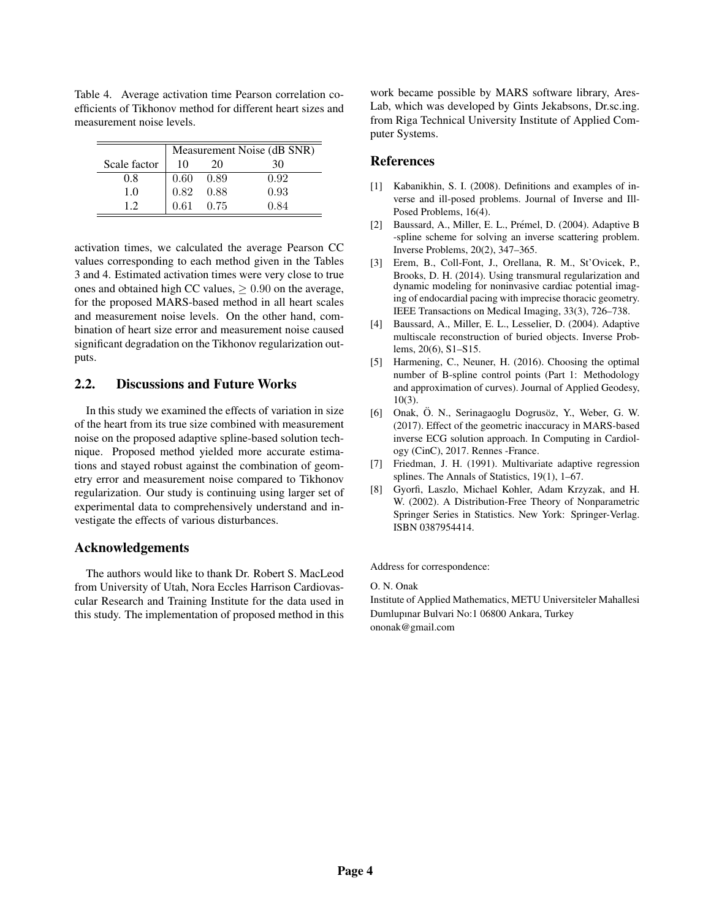Table 4. Average activation time Pearson correlation coefficients of Tikhonov method for different heart sizes and measurement noise levels.

| | Measurement Noise (dB SNR) | | |
|---|---|---|---|
| Scale factor | 10 | 20 | 30 |
| 0.8 | 0.60 | 0.89 | 0.92 |
| 1.0 | 0.82 | 0.88 | 0.93 |
| 1.2 | 0.61 | 0.75 | 0.84 |

activation times, we calculated the average Pearson CC values corresponding to each method given in the Tables 3 and 4. Estimated activation times were very close to true ones and obtained high CC values, $\geq 0.90$ on the average, for the proposed MARS-based method in all heart scales and measurement noise levels. On the other hand, combination of heart size error and measurement noise caused significant degradation on the Tikhonov regularization outputs.

## 2.2. Discussions and Future Works

In this study we examined the effects of variation in size of the heart from its true size combined with measurement noise on the proposed adaptive spline-based solution technique. Proposed method yielded more accurate estimations and stayed robust against the combination of geometry error and measurement noise compared to Tikhonov regularization. Our study is continuing using larger set of experimental data to comprehensively understand and investigate the effects of various disturbances.

## Acknowledgements

The authors would like to thank Dr. Robert S. MacLeod from University of Utah, Nora Eccles Harrison Cardiovascular Research and Training Institute for the data used in this study. The implementation of proposed method in this work became possible by MARS software library, AresLab, which was developed by Gints Jekabsons, Dr.sc.ing. from Riga Technical University Institute of Applied Computer Systems.

## References

[1] Kabanikhin, S. I. (2008). Definitions and examples of inverse and ill-posed problems. Journal of Inverse and Ill-Posed Problems, 16(4).

[2] Baussard, A., Miller, E. L., Prémel, D. (2004). Adaptive B -spline scheme for solving an inverse scattering problem. Inverse Problems, 20(2), 347–365.

[3] Erem, B., Coll-Font, J., Orellana, R. M., St'Ovicek, P., Brooks, D. H. (2014). Using transmural regularization and dynamic modeling for noninvasive cardiac potential imaging of endocardial pacing with imprecise thoracic geometry. IEEE Transactions on Medical Imaging, 33(3), 726–738.

[4] Baussard, A., Miller, E. L., Lesselier, D. (2004). Adaptive multiscale reconstruction of buried objects. Inverse Problems, 20(6), S1–S15.

[5] Harmening, C., Neuner, H. (2016). Choosing the optimal number of B-spline control points (Part 1: Methodology and approximation of curves). Journal of Applied Geodesy, 10(3).

[6] Onak, Ö. N., Serinagaoglu Dogrusöz, Y., Weber, G. W. (2017). Effect of the geometric inaccuracy in MARS-based inverse ECG solution approach. In Computing in Cardiology (CinC), 2017. Rennes -France.

[7] Friedman, J. H. (1991). Multivariate adaptive regression splines. The Annals of Statistics, 19(1), 1–67.

[8] Gyorfi, Laszlo, Michael Kohler, Adam Krzyzak, and H. W. (2002). A Distribution-Free Theory of Nonparametric Springer Series in Statistics. New York: Springer-Verlag. ISBN 0387954414.

Address for correspondence:

O. N. Onak

Institute of Applied Mathematics, METU Universiteler Mahallesi Dumlupınar Bulvari No:1 06800 Ankara, Turkey

ononak@gmail.com